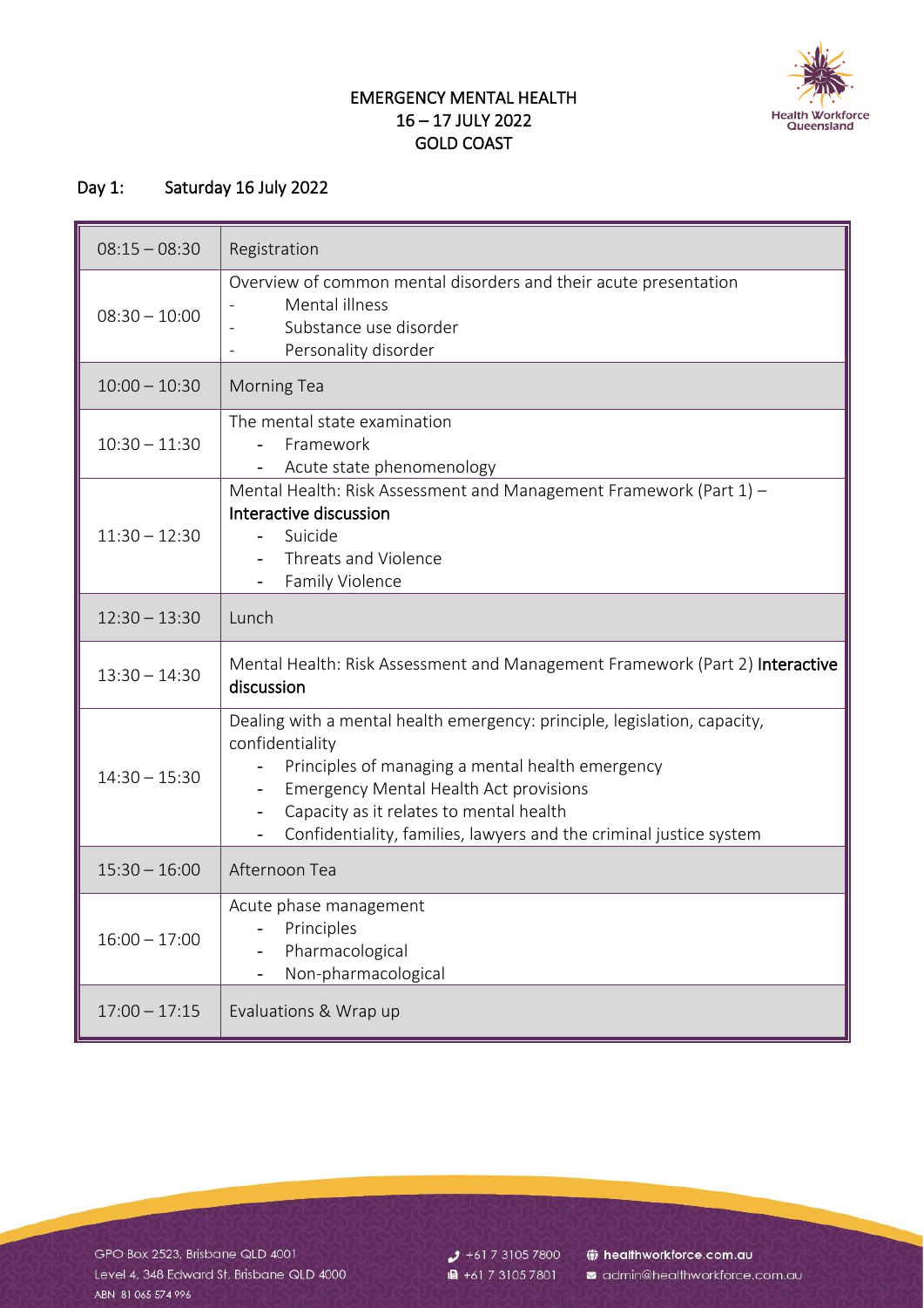# EMERGENCY MENTAL HEALTH
# 16 – 17 JULY 2022
# GOLD COAST

## Day 1: Saturday 16 July 2022

| | |
|---|---|
| 08:15 – 08:30 | Registration |
| 08:30 – 10:00 | Overview of common mental disorders and their acute presentation<br>- Mental illness<br>- Substance use disorder<br>- Personality disorder |
| 10:00 – 10:30 | Morning Tea |
| 10:30 – 11:30 | The mental state examination<br>- Framework<br>- Acute state phenomenology |
| 11:30 – 12:30 | Mental Health: Risk Assessment and Management Framework (Part 1) – **Interactive discussion**<br>- Suicide<br>- Threats and Violence<br>- Family Violence |
| 12:30 – 13:30 | Lunch |
| 13:30 – 14:30 | Mental Health: Risk Assessment and Management Framework (Part 2) **Interactive discussion** |
| 14:30 – 15:30 | Dealing with a mental health emergency: principle, legislation, capacity, confidentiality<br>- Principles of managing a mental health emergency<br>- Emergency Mental Health Act provisions<br>- Capacity as it relates to mental health<br>- Confidentiality, families, lawyers and the criminal justice system |
| 15:30 – 16:00 | Afternoon Tea |
| 16:00 – 17:00 | Acute phase management<br>- Principles<br>- Pharmacological<br>- Non-pharmacological |
| 17:00 – 17:15 | Evaluations & Wrap up |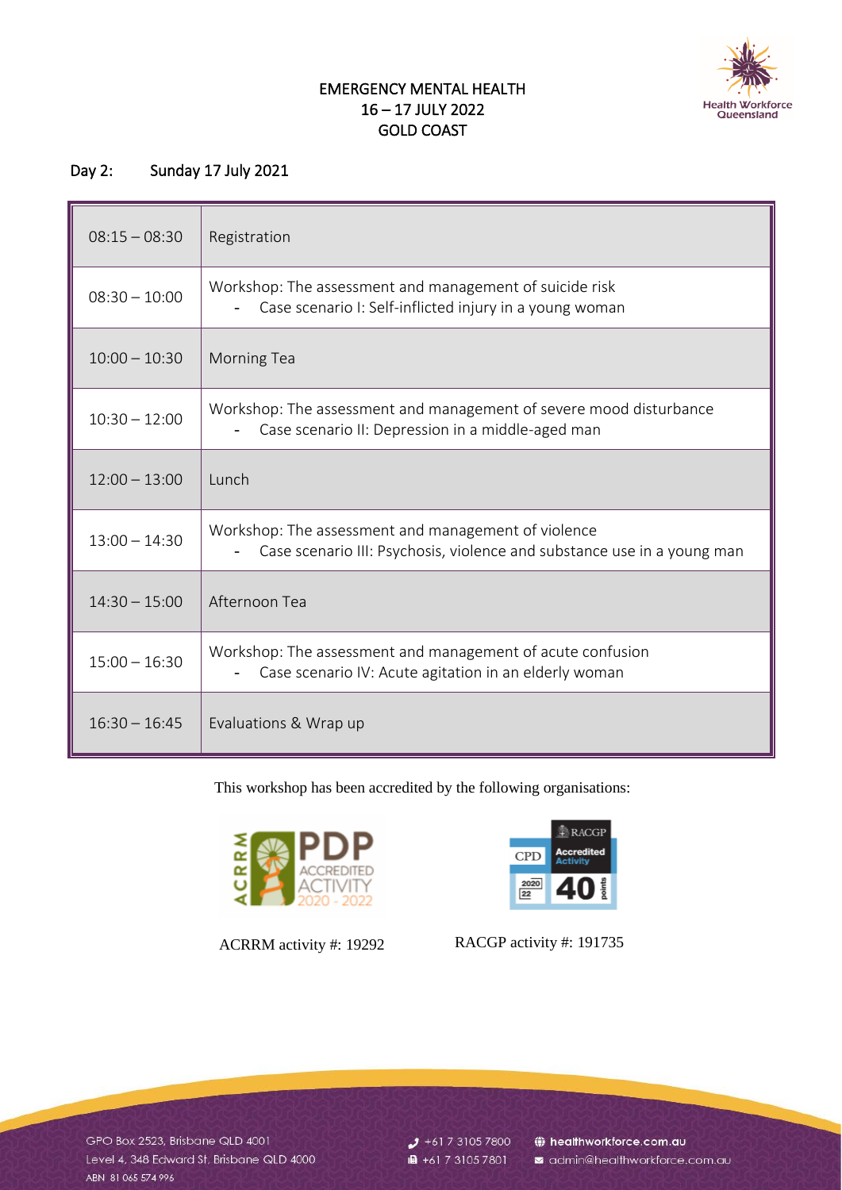# EMERGENCY MENTAL HEALTH
# 16 – 17 JULY 2022
# GOLD COAST

Health Workforce Queensland

## Day 2: Sunday 17 July 2021

| | |
|---|---|
| 08:15 – 08:30 | Registration |
| 08:30 – 10:00 | Workshop: The assessment and management of suicide risk<br>- Case scenario I: Self-inflicted injury in a young woman |
| 10:00 – 10:30 | Morning Tea |
| 10:30 – 12:00 | Workshop: The assessment and management of severe mood disturbance<br>- Case scenario II: Depression in a middle-aged man |
| 12:00 – 13:00 | Lunch |
| 13:00 – 14:30 | Workshop: The assessment and management of violence<br>- Case scenario III: Psychosis, violence and substance use in a young man |
| 14:30 – 15:00 | Afternoon Tea |
| 15:00 – 16:30 | Workshop: The assessment and management of acute confusion<br>- Case scenario IV: Acute agitation in an elderly woman |
| 16:30 – 16:45 | Evaluations & Wrap up |

This workshop has been accredited by the following organisations:

ACRRM PDP ACCREDITED ACTIVITY 2020 - 2022

RACGP CPD Accredited Activity 2020 22 40 points

ACRRM activity #: 19292

RACGP activity #: 191735

GPO Box 2523, Brisbane QLD 4001
Level 4, 348 Edward St, Brisbane QLD 4000
ABN 81 065 574 996

+61 7 3105 7800
+61 7 3105 7801
healthworkforce.com.au
admin@healthworkforce.com.au